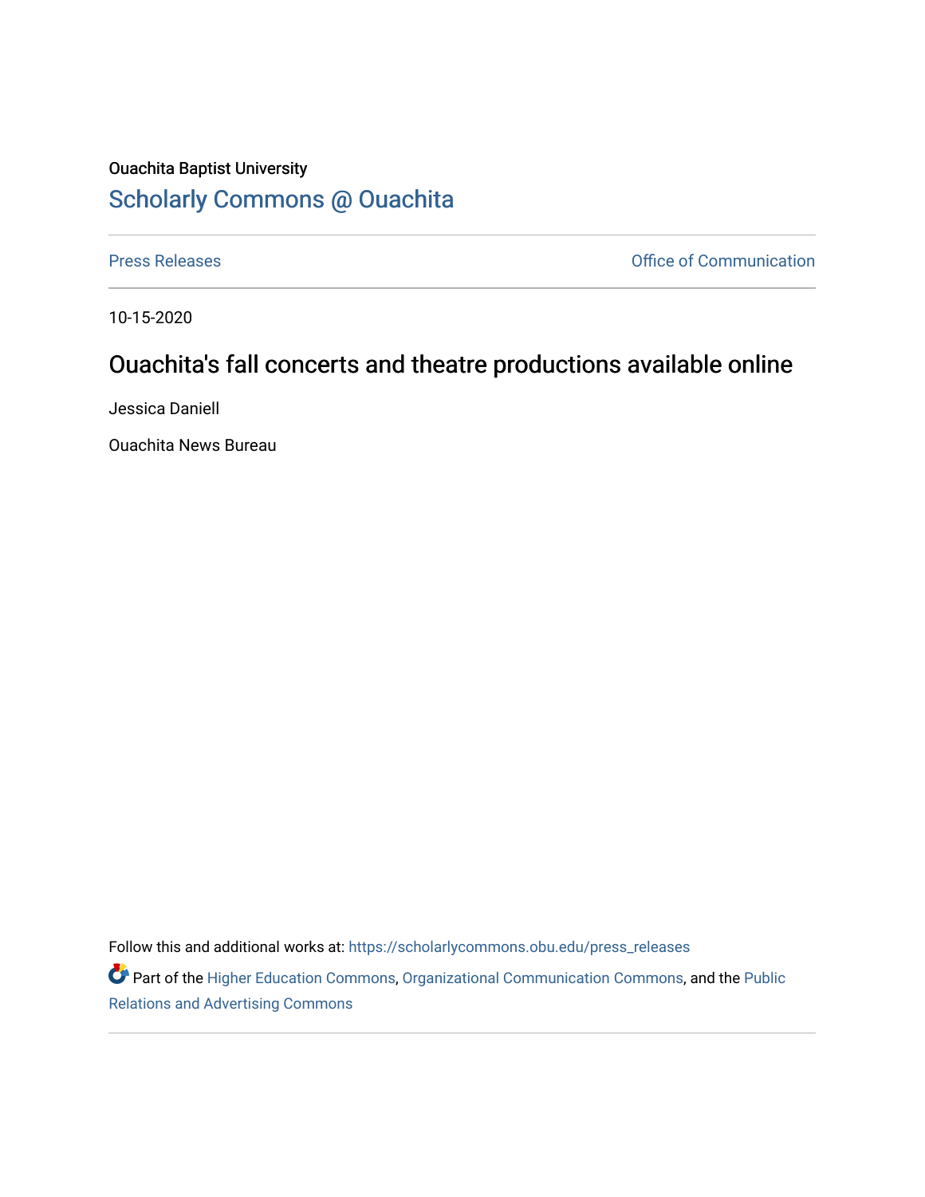Ouachita Baptist University

# Scholarly Commons @ Ouachita

Press Releases

Office of Communication

10-15-2020

## Ouachita's fall concerts and theatre productions available online

Jessica Daniell

Ouachita News Bureau

Follow this and additional works at: https://scholarlycommons.obu.edu/press_releases

Part of the Higher Education Commons, Organizational Communication Commons, and the Public Relations and Advertising Commons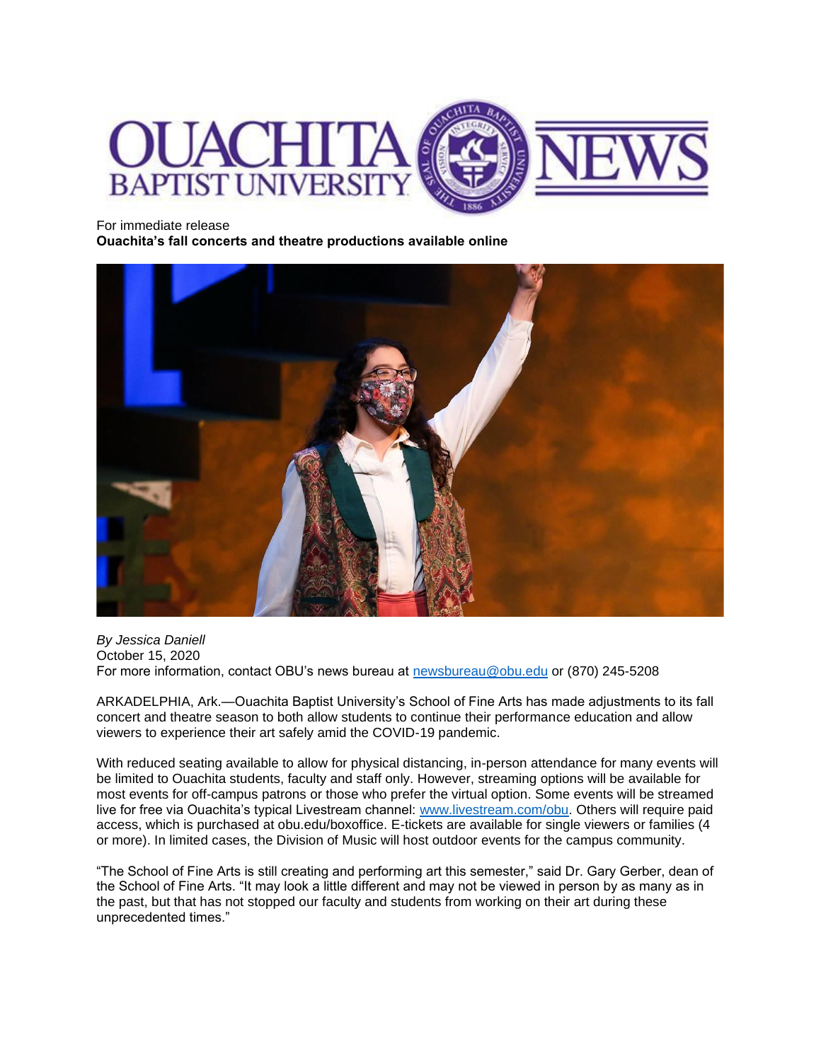For immediate release

**Ouachita's fall concerts and theatre productions available online**

*By Jessica Daniell*
October 15, 2020
For more information, contact OBU's news bureau at [newsbureau@obu.edu](mailto:newsbureau@obu.edu) or (870) 245-5208

ARKADELPHIA, Ark.—Ouachita Baptist University's School of Fine Arts has made adjustments to its fall concert and theatre season to both allow students to continue their performance education and allow viewers to experience their art safely amid the COVID-19 pandemic.

With reduced seating available to allow for physical distancing, in-person attendance for many events will be limited to Ouachita students, faculty and staff only. However, streaming options will be available for most events for off-campus patrons or those who prefer the virtual option. Some events will be streamed live for free via Ouachita's typical Livestream channel: [www.livestream.com/obu](http://www.livestream.com/obu). Others will require paid access, which is purchased at obu.edu/boxoffice. E-tickets are available for single viewers or families (4 or more). In limited cases, the Division of Music will host outdoor events for the campus community.

"The School of Fine Arts is still creating and performing art this semester," said Dr. Gary Gerber, dean of the School of Fine Arts. "It may look a little different and may not be viewed in person by as many as in the past, but that has not stopped our faculty and students from working on their art during these unprecedented times."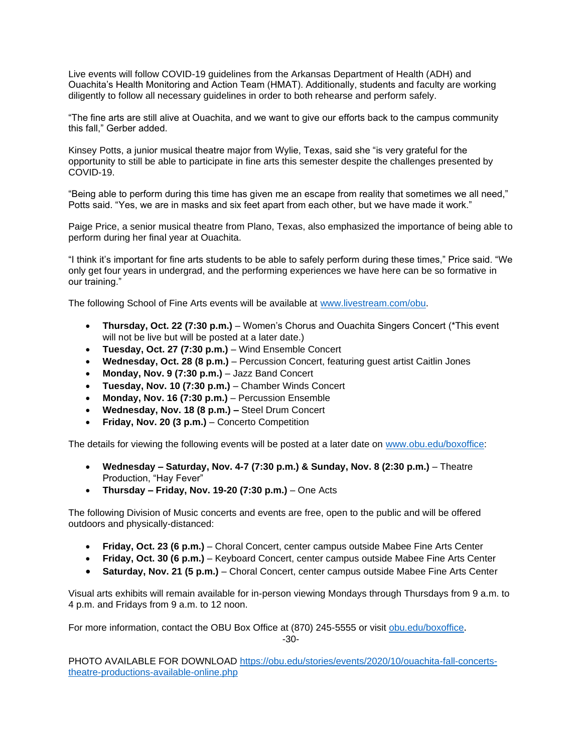Live events will follow COVID-19 guidelines from the Arkansas Department of Health (ADH) and Ouachita's Health Monitoring and Action Team (HMAT). Additionally, students and faculty are working diligently to follow all necessary guidelines in order to both rehearse and perform safely.

"The fine arts are still alive at Ouachita, and we want to give our efforts back to the campus community this fall," Gerber added.

Kinsey Potts, a junior musical theatre major from Wylie, Texas, said she "is very grateful for the opportunity to still be able to participate in fine arts this semester despite the challenges presented by COVID-19.

"Being able to perform during this time has given me an escape from reality that sometimes we all need," Potts said. "Yes, we are in masks and six feet apart from each other, but we have made it work."

Paige Price, a senior musical theatre from Plano, Texas, also emphasized the importance of being able to perform during her final year at Ouachita.

"I think it's important for fine arts students to be able to safely perform during these times," Price said. "We only get four years in undergrad, and the performing experiences we have here can be so formative in our training."

The following School of Fine Arts events will be available at [www.livestream.com/obu](www.livestream.com/obu).

- **Thursday, Oct. 22 (7:30 p.m.)** – Women's Chorus and Ouachita Singers Concert (*This event will not be live but will be posted at a later date.)
- **Tuesday, Oct. 27 (7:30 p.m.)** – Wind Ensemble Concert
- **Wednesday, Oct. 28 (8 p.m.)** – Percussion Concert, featuring guest artist Caitlin Jones
- **Monday, Nov. 9 (7:30 p.m.)** – Jazz Band Concert
- **Tuesday, Nov. 10 (7:30 p.m.)** – Chamber Winds Concert
- **Monday, Nov. 16 (7:30 p.m.)** – Percussion Ensemble
- **Wednesday, Nov. 18 (8 p.m.) –** Steel Drum Concert
- **Friday, Nov. 20 (3 p.m.)** – Concerto Competition

The details for viewing the following events will be posted at a later date on [www.obu.edu/boxoffice](www.obu.edu/boxoffice):

- **Wednesday – Saturday, Nov. 4-7 (7:30 p.m.) & Sunday, Nov. 8 (2:30 p.m.)** – Theatre Production, "Hay Fever"
- **Thursday – Friday, Nov. 19-20 (7:30 p.m.)** – One Acts

The following Division of Music concerts and events are free, open to the public and will be offered outdoors and physically-distanced:

- **Friday, Oct. 23 (6 p.m.)** – Choral Concert, center campus outside Mabee Fine Arts Center
- **Friday, Oct. 30 (6 p.m.)** – Keyboard Concert, center campus outside Mabee Fine Arts Center
- **Saturday, Nov. 21 (5 p.m.)** – Choral Concert, center campus outside Mabee Fine Arts Center

Visual arts exhibits will remain available for in-person viewing Mondays through Thursdays from 9 a.m. to 4 p.m. and Fridays from 9 a.m. to 12 noon.

For more information, contact the OBU Box Office at (870) 245-5555 or visit [obu.edu/boxoffice](obu.edu/boxoffice).

-30-

PHOTO AVAILABLE FOR DOWNLOAD [https://obu.edu/stories/events/2020/10/ouachita-fall-concerts-theatre-productions-available-online.php](https://obu.edu/stories/events/2020/10/ouachita-fall-concerts-theatre-productions-available-online.php)